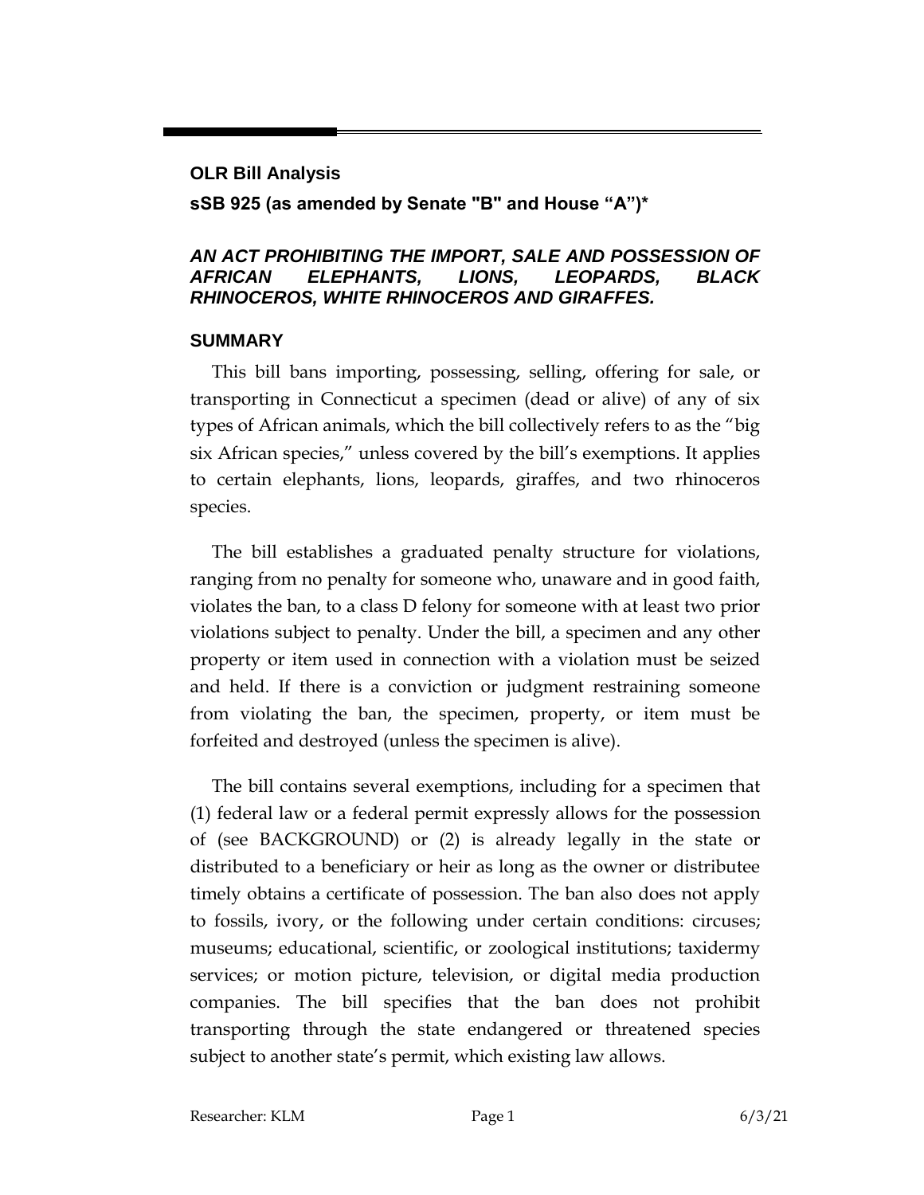**OLR Bill Analysis**

**sSB 925 (as amended by Senate "B" and House "A")***

## *AN ACT PROHIBITING THE IMPORT, SALE AND POSSESSION OF AFRICAN ELEPHANTS, LIONS, LEOPARDS, BLACK RHINOCEROS, WHITE RHINOCEROS AND GIRAFFES.*

## SUMMARY

This bill bans importing, possessing, selling, offering for sale, or transporting in Connecticut a specimen (dead or alive) of any of six types of African animals, which the bill collectively refers to as the "big six African species," unless covered by the bill's exemptions. It applies to certain elephants, lions, leopards, giraffes, and two rhinoceros species.

The bill establishes a graduated penalty structure for violations, ranging from no penalty for someone who, unaware and in good faith, violates the ban, to a class D felony for someone with at least two prior violations subject to penalty. Under the bill, a specimen and any other property or item used in connection with a violation must be seized and held. If there is a conviction or judgment restraining someone from violating the ban, the specimen, property, or item must be forfeited and destroyed (unless the specimen is alive).

The bill contains several exemptions, including for a specimen that (1) federal law or a federal permit expressly allows for the possession of (see BACKGROUND) or (2) is already legally in the state or distributed to a beneficiary or heir as long as the owner or distributee timely obtains a certificate of possession. The ban also does not apply to fossils, ivory, or the following under certain conditions: circuses; museums; educational, scientific, or zoological institutions; taxidermy services; or motion picture, television, or digital media production companies. The bill specifies that the ban does not prohibit transporting through the state endangered or threatened species subject to another state's permit, which existing law allows.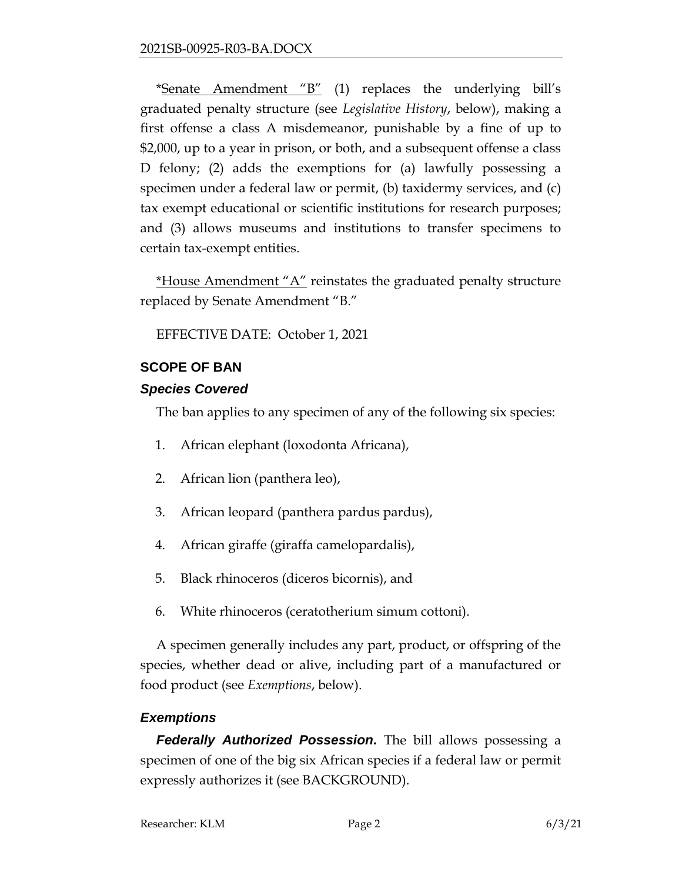*Senate Amendment "B" (1) replaces the underlying bill's graduated penalty structure (see *Legislative History*, below), making a first offense a class A misdemeanor, punishable by a fine of up to $2,000, up to a year in prison, or both, and a subsequent offense a class D felony; (2) adds the exemptions for (a) lawfully possessing a specimen under a federal law or permit, (b) taxidermy services, and (c) tax exempt educational or scientific institutions for research purposes; and (3) allows museums and institutions to transfer specimens to certain tax-exempt entities.

*House Amendment "A" reinstates the graduated penalty structure replaced by Senate Amendment "B."

EFFECTIVE DATE: October 1, 2021

## SCOPE OF BAN

### *Species Covered*

The ban applies to any specimen of any of the following six species:

1. African elephant (loxodonta Africana),
2. African lion (panthera leo),
3. African leopard (panthera pardus pardus),
4. African giraffe (giraffa camelopardalis),
5. Black rhinoceros (diceros bicornis), and
6. White rhinoceros (ceratotherium simum cottoni).

A specimen generally includes any part, product, or offspring of the species, whether dead or alive, including part of a manufactured or food product (see *Exemptions*, below).

### *Exemptions*

***Federally Authorized Possession.*** The bill allows possessing a specimen of one of the big six African species if a federal law or permit expressly authorizes it (see BACKGROUND).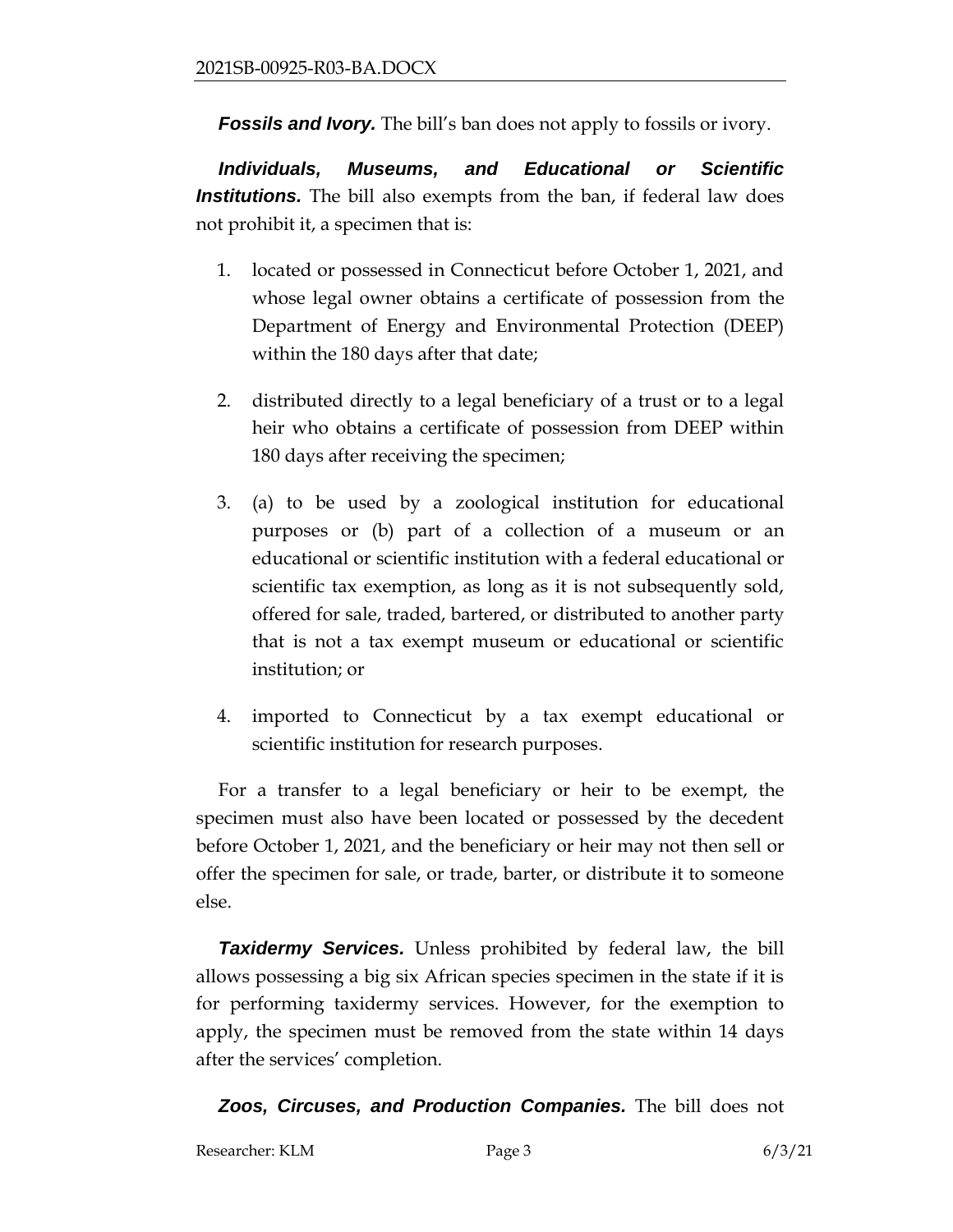***Fossils and Ivory.*** The bill's ban does not apply to fossils or ivory.

***Individuals, Museums, and Educational or Scientific Institutions.*** The bill also exempts from the ban, if federal law does not prohibit it, a specimen that is:

1. located or possessed in Connecticut before October 1, 2021, and whose legal owner obtains a certificate of possession from the Department of Energy and Environmental Protection (DEEP) within the 180 days after that date;
2. distributed directly to a legal beneficiary of a trust or to a legal heir who obtains a certificate of possession from DEEP within 180 days after receiving the specimen;
3. (a) to be used by a zoological institution for educational purposes or (b) part of a collection of a museum or an educational or scientific institution with a federal educational or scientific tax exemption, as long as it is not subsequently sold, offered for sale, traded, bartered, or distributed to another party that is not a tax exempt museum or educational or scientific institution; or
4. imported to Connecticut by a tax exempt educational or scientific institution for research purposes.

For a transfer to a legal beneficiary or heir to be exempt, the specimen must also have been located or possessed by the decedent before October 1, 2021, and the beneficiary or heir may not then sell or offer the specimen for sale, or trade, barter, or distribute it to someone else.

***Taxidermy Services.*** Unless prohibited by federal law, the bill allows possessing a big six African species specimen in the state if it is for performing taxidermy services. However, for the exemption to apply, the specimen must be removed from the state within 14 days after the services' completion.

***Zoos, Circuses, and Production Companies.*** The bill does not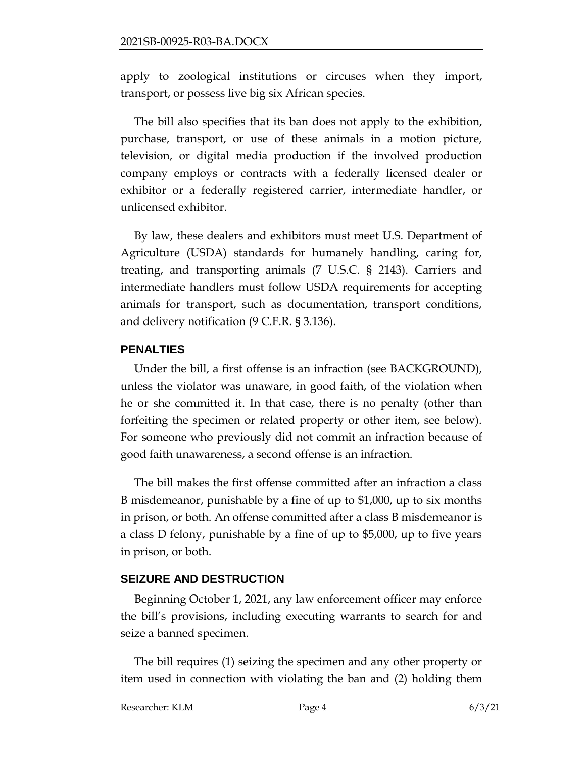apply to zoological institutions or circuses when they import, transport, or possess live big six African species.

The bill also specifies that its ban does not apply to the exhibition, purchase, transport, or use of these animals in a motion picture, television, or digital media production if the involved production company employs or contracts with a federally licensed dealer or exhibitor or a federally registered carrier, intermediate handler, or unlicensed exhibitor.

By law, these dealers and exhibitors must meet U.S. Department of Agriculture (USDA) standards for humanely handling, caring for, treating, and transporting animals (7 U.S.C. § 2143). Carriers and intermediate handlers must follow USDA requirements for accepting animals for transport, such as documentation, transport conditions, and delivery notification (9 C.F.R. § 3.136).

## PENALTIES

Under the bill, a first offense is an infraction (see BACKGROUND), unless the violator was unaware, in good faith, of the violation when he or she committed it. In that case, there is no penalty (other than forfeiting the specimen or related property or other item, see below). For someone who previously did not commit an infraction because of good faith unawareness, a second offense is an infraction.

The bill makes the first offense committed after an infraction a class B misdemeanor, punishable by a fine of up to $1,000, up to six months in prison, or both. An offense committed after a class B misdemeanor is a class D felony, punishable by a fine of up to $5,000, up to five years in prison, or both.

## SEIZURE AND DESTRUCTION

Beginning October 1, 2021, any law enforcement officer may enforce the bill's provisions, including executing warrants to search for and seize a banned specimen.

The bill requires (1) seizing the specimen and any other property or item used in connection with violating the ban and (2) holding them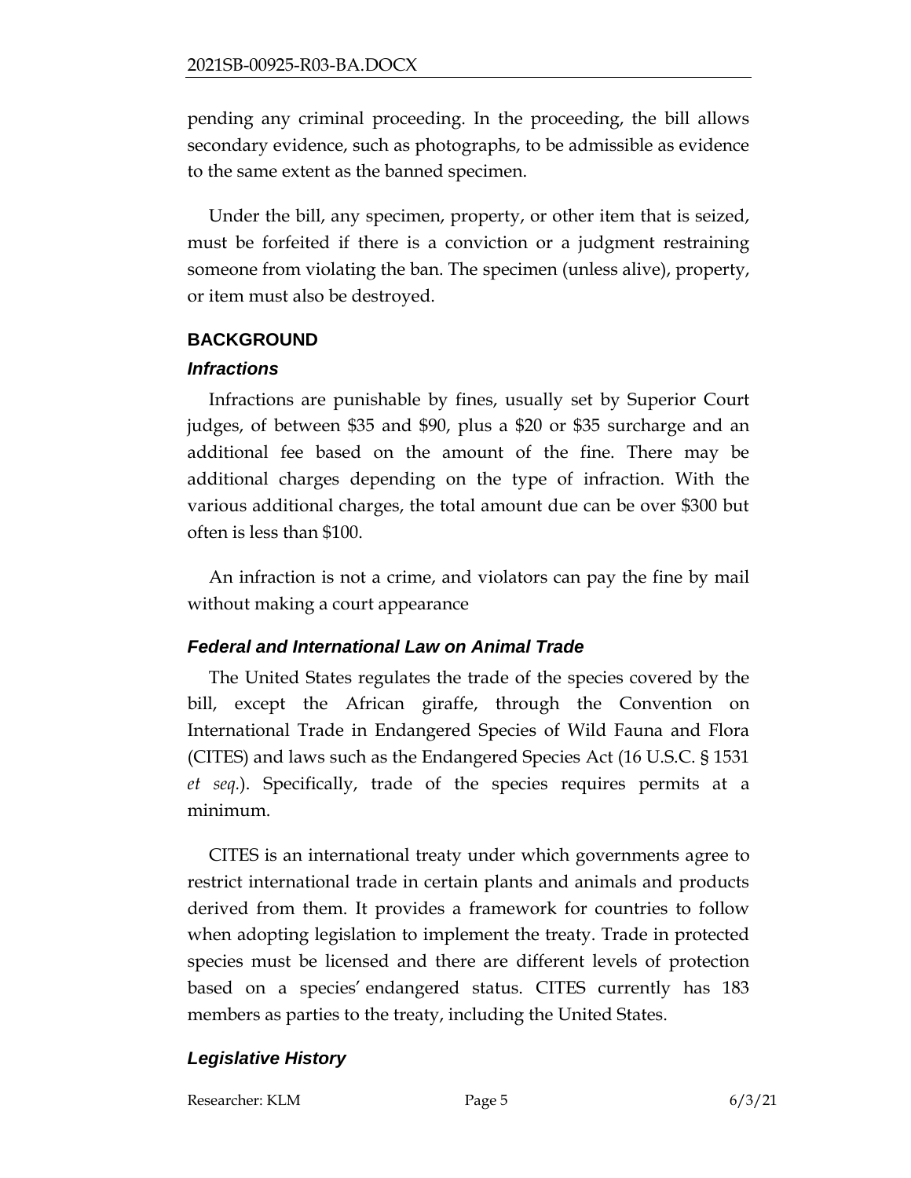pending any criminal proceeding. In the proceeding, the bill allows secondary evidence, such as photographs, to be admissible as evidence to the same extent as the banned specimen.

Under the bill, any specimen, property, or other item that is seized, must be forfeited if there is a conviction or a judgment restraining someone from violating the ban. The specimen (unless alive), property, or item must also be destroyed.

## BACKGROUND

### *Infractions*

Infractions are punishable by fines, usually set by Superior Court judges, of between $35 and $90, plus a $20 or $35 surcharge and an additional fee based on the amount of the fine. There may be additional charges depending on the type of infraction. With the various additional charges, the total amount due can be over $300 but often is less than $100.

An infraction is not a crime, and violators can pay the fine by mail without making a court appearance

### *Federal and International Law on Animal Trade*

The United States regulates the trade of the species covered by the bill, except the African giraffe, through the Convention on International Trade in Endangered Species of Wild Fauna and Flora (CITES) and laws such as the Endangered Species Act (16 U.S.C. § 1531 *et seq.*). Specifically, trade of the species requires permits at a minimum.

CITES is an international treaty under which governments agree to restrict international trade in certain plants and animals and products derived from them. It provides a framework for countries to follow when adopting legislation to implement the treaty. Trade in protected species must be licensed and there are different levels of protection based on a species' endangered status. CITES currently has 183 members as parties to the treaty, including the United States.

### *Legislative History*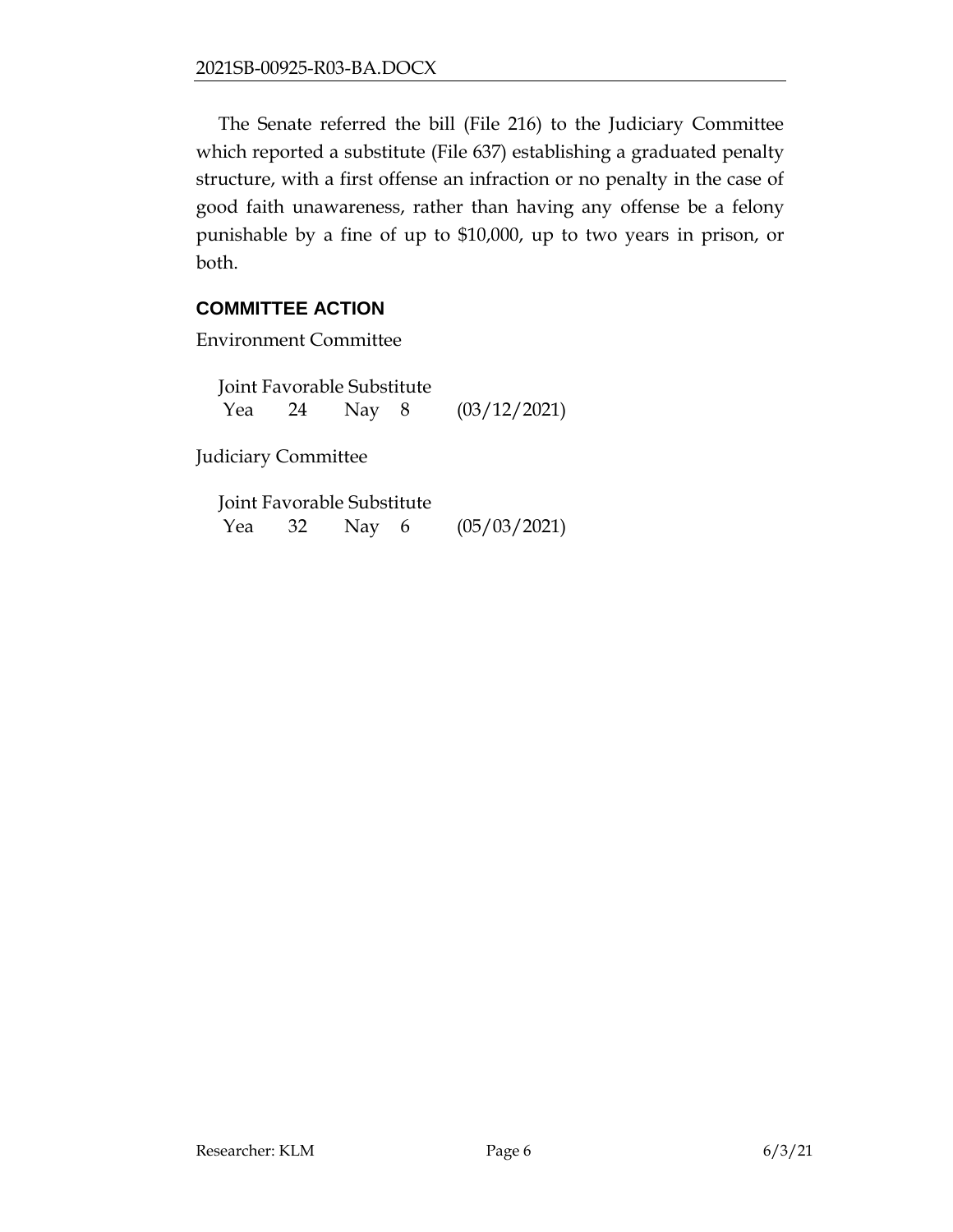The Senate referred the bill (File 216) to the Judiciary Committee which reported a substitute (File 637) establishing a graduated penalty structure, with a first offense an infraction or no penalty in the case of good faith unawareness, rather than having any offense be a felony punishable by a fine of up to \$10,000, up to two years in prison, or both.

## COMMITTEE ACTION

Environment Committee

Joint Favorable Substitute
Yea 24 Nay 8 (03/12/2021)

Judiciary Committee

Joint Favorable Substitute
Yea 32 Nay 6 (05/03/2021)